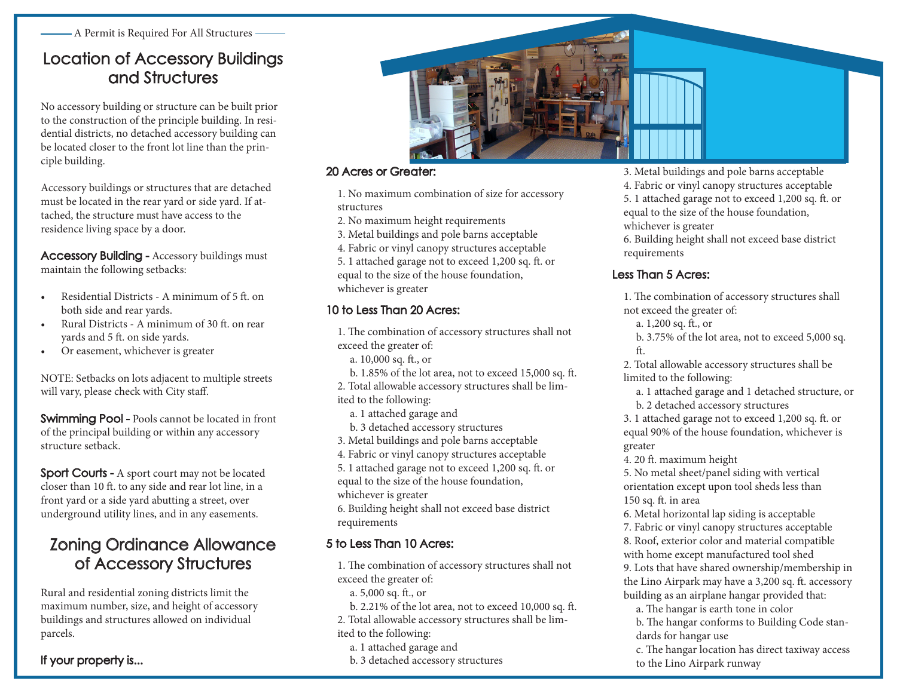A Permit is Required For All Structures

# Location of Accessory Buildings and Structures

No accessory building or structure can be built prior to the construction of the principle building. In residential districts, no detached accessory building can be located closer to the front lot line than the principle building.

Accessory buildings or structures that are detached must be located in the rear yard or side yard. If attached, the structure must have access to the residence living space by a door.

**Accessory Building -** Accessory buildings must maintain the following setbacks:

- Residential Districts - A minimum of 5 ft. on both side and rear yards.
- Rural Districts - A minimum of 30 ft. on rear yards and 5 ft. on side yards.
- Or easement, whichever is greater

NOTE: Setbacks on lots adjacent to multiple streets will vary, please check with City staff.

**Swimming Pool -** Pools cannot be located in front of the principal building or within any accessory structure setback.

**Sport Courts -** A sport court may not be located closer than 10 ft. to any side and rear lot line, in a front yard or a side yard abutting a street, over underground utility lines, and in any easements.

# Zoning Ordinance Allowance of Accessory Structures

Rural and residential zoning districts limit the maximum number, size, and height of accessory buildings and structures allowed on individual parcels.

### If your property is...

### 20 Acres or Greater:

1. No maximum combination of size for accessory structures
2. No maximum height requirements
3. Metal buildings and pole barns acceptable
4. Fabric or vinyl canopy structures acceptable
5. 1 attached garage not to exceed 1,200 sq. ft. or equal to the size of the house foundation, whichever is greater

### 10 to Less Than 20 Acres:

1. The combination of accessory structures shall not exceed the greater of:
   a. 10,000 sq. ft., or
   b. 1.85% of the lot area, not to exceed 15,000 sq. ft.
2. Total allowable accessory structures shall be limited to the following:
   a. 1 attached garage and
   b. 3 detached accessory structures
3. Metal buildings and pole barns acceptable
4. Fabric or vinyl canopy structures acceptable
5. 1 attached garage not to exceed 1,200 sq. ft. or equal to the size of the house foundation, whichever is greater
6. Building height shall not exceed base district requirements

### 5 to Less Than 10 Acres:

1. The combination of accessory structures shall not exceed the greater of:
   a. 5,000 sq. ft., or
   b. 2.21% of the lot area, not to exceed 10,000 sq. ft.
2. Total allowable accessory structures shall be limited to the following:
   a. 1 attached garage and
   b. 3 detached accessory structures
3. Metal buildings and pole barns acceptable
4. Fabric or vinyl canopy structures acceptable
5. 1 attached garage not to exceed 1,200 sq. ft. or equal to the size of the house foundation, whichever is greater
6. Building height shall not exceed base district requirements

### Less Than 5 Acres:

1. The combination of accessory structures shall not exceed the greater of:
   a. 1,200 sq. ft., or
   b. 3.75% of the lot area, not to exceed 5,000 sq. ft.
2. Total allowable accessory structures shall be limited to the following:
   a. 1 attached garage and 1 detached structure, or
   b. 2 detached accessory structures
3. 1 attached garage not to exceed 1,200 sq. ft. or equal 90% of the house foundation, whichever is greater
4. 20 ft. maximum height
5. No metal sheet/panel siding with vertical orientation except upon tool sheds less than 150 sq. ft. in area
6. Metal horizontal lap siding is acceptable
7. Fabric or vinyl canopy structures acceptable
8. Roof, exterior color and material compatible with home except manufactured tool shed
9. Lots that have shared ownership/membership in the Lino Airpark may have a 3,200 sq. ft. accessory building as an airplane hangar provided that:
   a. The hangar is earth tone in color
   b. The hangar conforms to Building Code standards for hangar use
   c. The hangar location has direct taxiway access to the Lino Airpark runway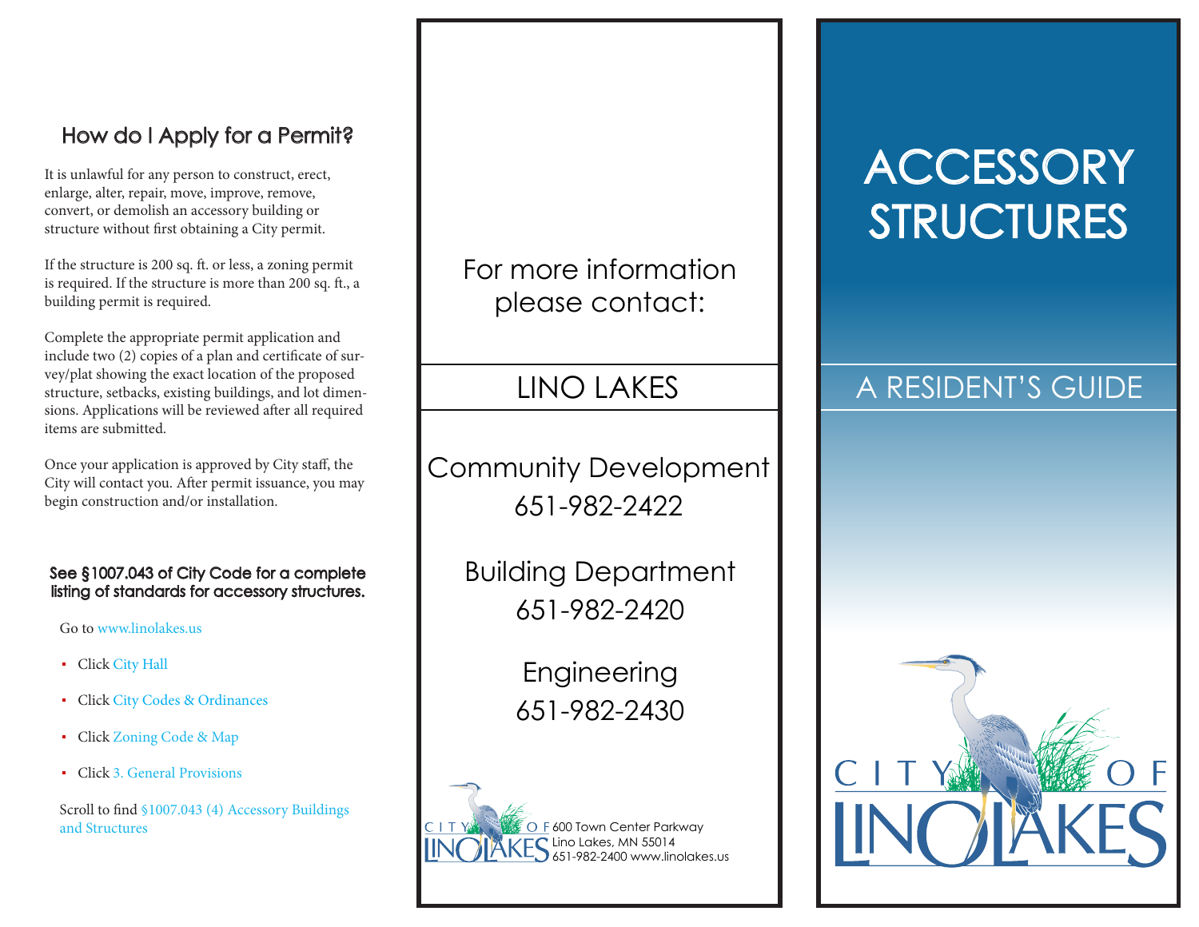## How do I Apply for a Permit?

It is unlawful for any person to construct, erect, enlarge, alter, repair, move, improve, remove, convert, or demolish an accessory building or structure without first obtaining a City permit.

If the structure is 200 sq. ft. or less, a zoning permit is required. If the structure is more than 200 sq. ft., a building permit is required.

Complete the appropriate permit application and include two (2) copies of a plan and certificate of survey/plat showing the exact location of the proposed structure, setbacks, existing buildings, and lot dimensions. Applications will be reviewed after all required items are submitted.

Once your application is approved by City staff, the City will contact you. After permit issuance, you may begin construction and/or installation.

**See §1007.043 of City Code for a complete listing of standards for accessory structures.**

Go to www.linolakes.us

- Click City Hall
- Click City Codes & Ordinances
- Click Zoning Code & Map
- Click 3. General Provisions

Scroll to find §1007.043 (4) Accessory Buildings and Structures

For more information please contact:

LINO LAKES

Community Development
651-982-2422

Building Department
651-982-2420

Engineering
651-982-2430

CITY OF LINO LAKES
600 Town Center Parkway
Lino Lakes, MN 55014
651-982-2400 www.linolakes.us

# ACCESSORY STRUCTURES

## A RESIDENT'S GUIDE

CITY OF LINO LAKES